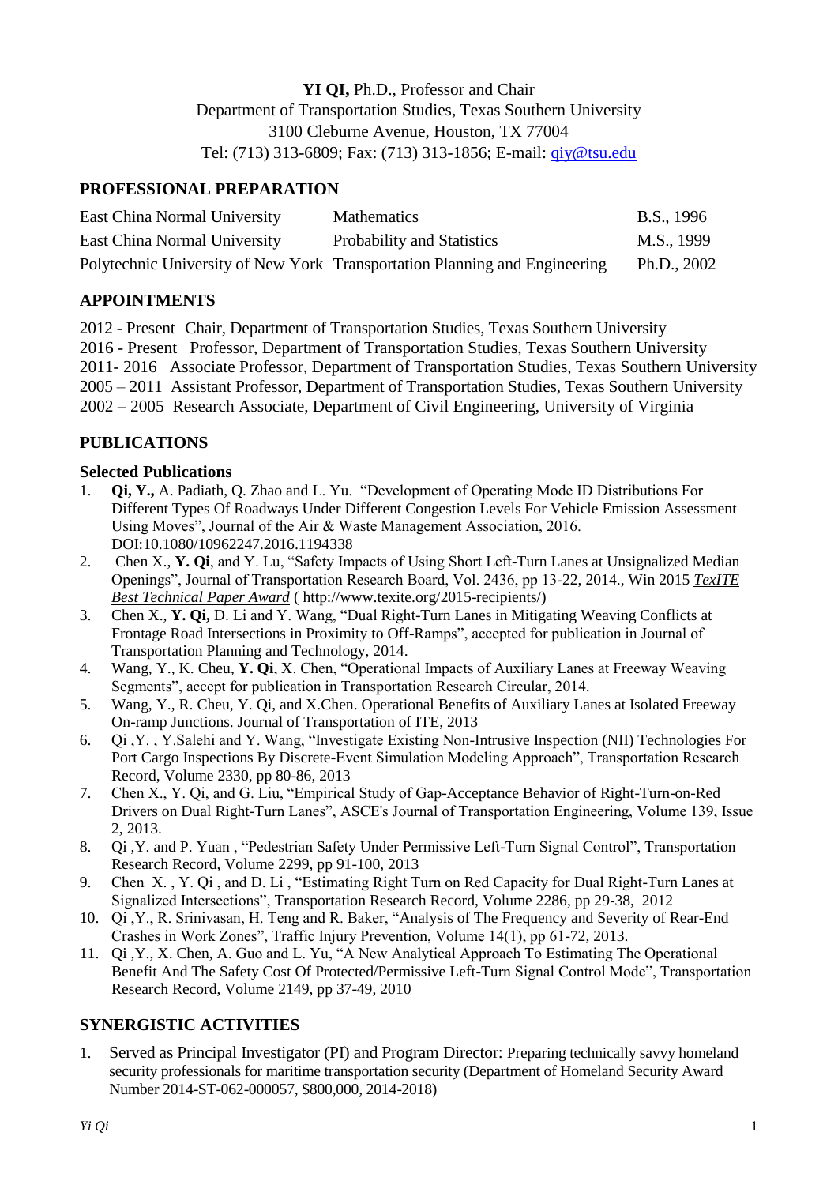**YI QI,** Ph.D., Professor and Chair
Department of Transportation Studies, Texas Southern University
3100 Cleburne Avenue, Houston, TX 77004
Tel: (713) 313-6809; Fax: (713) 313-1856; E-mail: qiy@tsu.edu

## PROFESSIONAL PREPARATION

| | | |
|---|---|---|
| East China Normal University | Mathematics | B.S., 1996 |
| East China Normal University | Probability and Statistics | M.S., 1999 |
| Polytechnic University of New York | Transportation Planning and Engineering | Ph.D., 2002 |

## APPOINTMENTS

2012 - Present Chair, Department of Transportation Studies, Texas Southern University
2016 - Present Professor, Department of Transportation Studies, Texas Southern University
2011- 2016 Associate Professor, Department of Transportation Studies, Texas Southern University
2005 – 2011 Assistant Professor, Department of Transportation Studies, Texas Southern University
2002 – 2005 Research Associate, Department of Civil Engineering, University of Virginia

## PUBLICATIONS

### Selected Publications

1. **Qi, Y.,** A. Padiath, Q. Zhao and L. Yu. "Development of Operating Mode ID Distributions For Different Types Of Roadways Under Different Congestion Levels For Vehicle Emission Assessment Using Moves", Journal of the Air & Waste Management Association, 2016. DOI:10.1080/10962247.2016.1194338
2. Chen X., **Y. Qi**, and Y. Lu, "Safety Impacts of Using Short Left-Turn Lanes at Unsignalized Median Openings", Journal of Transportation Research Board, Vol. 2436, pp 13-22, 2014., Win 2015 *TexITE Best Technical Paper Award* ( http://www.texite.org/2015-recipients/)
3. Chen X., **Y. Qi,** D. Li and Y. Wang, "Dual Right-Turn Lanes in Mitigating Weaving Conflicts at Frontage Road Intersections in Proximity to Off-Ramps", accepted for publication in Journal of Transportation Planning and Technology, 2014.
4. Wang, Y., K. Cheu, **Y. Qi**, X. Chen, "Operational Impacts of Auxiliary Lanes at Freeway Weaving Segments", accept for publication in Transportation Research Circular, 2014.
5. Wang, Y., R. Cheu, Y. Qi, and X.Chen. Operational Benefits of Auxiliary Lanes at Isolated Freeway On-ramp Junctions. Journal of Transportation of ITE, 2013
6. Qi ,Y. , Y.Salehi and Y. Wang, "Investigate Existing Non-Intrusive Inspection (NII) Technologies For Port Cargo Inspections By Discrete-Event Simulation Modeling Approach", Transportation Research Record, Volume 2330, pp 80-86, 2013
7. Chen X., Y. Qi, and G. Liu, "Empirical Study of Gap-Acceptance Behavior of Right-Turn-on-Red Drivers on Dual Right-Turn Lanes", ASCE's Journal of Transportation Engineering, Volume 139, Issue 2, 2013.
8. Qi ,Y. and P. Yuan , "Pedestrian Safety Under Permissive Left-Turn Signal Control", Transportation Research Record, Volume 2299, pp 91-100, 2013
9. Chen X. , Y. Qi , and D. Li , "Estimating Right Turn on Red Capacity for Dual Right-Turn Lanes at Signalized Intersections", Transportation Research Record, Volume 2286, pp 29-38, 2012
10. Qi ,Y., R. Srinivasan, H. Teng and R. Baker, "Analysis of The Frequency and Severity of Rear-End Crashes in Work Zones", Traffic Injury Prevention, Volume 14(1), pp 61-72, 2013.
11. Qi ,Y., X. Chen, A. Guo and L. Yu, "A New Analytical Approach To Estimating The Operational Benefit And The Safety Cost Of Protected/Permissive Left-Turn Signal Control Mode", Transportation Research Record, Volume 2149, pp 37-49, 2010

## SYNERGISTIC ACTIVITIES

1. Served as Principal Investigator (PI) and Program Director: Preparing technically savvy homeland security professionals for maritime transportation security (Department of Homeland Security Award Number 2014-ST-062-000057, $800,000, 2014-2018)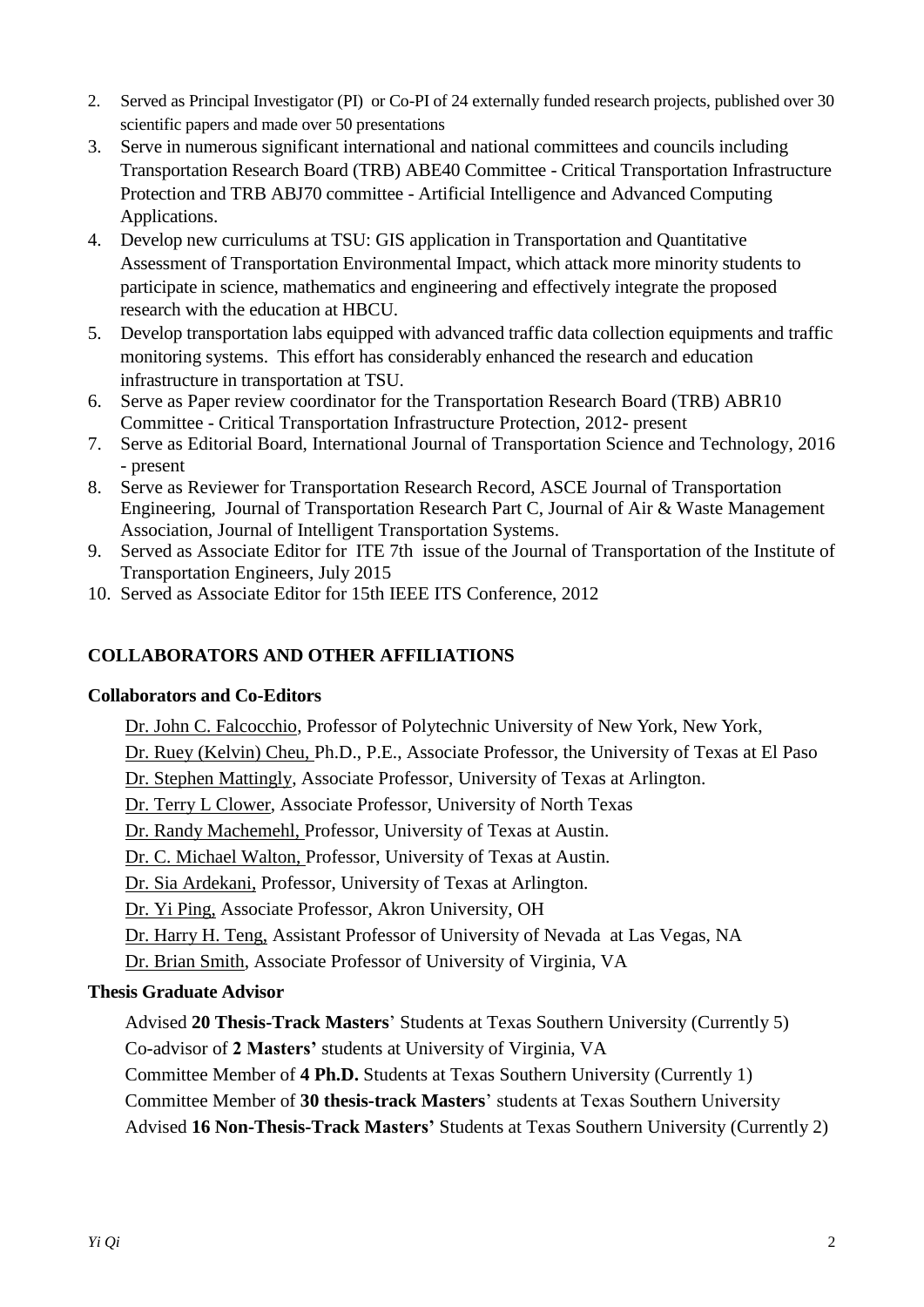2. Served as Principal Investigator (PI) or Co-PI of 24 externally funded research projects, published over 30 scientific papers and made over 50 presentations
3. Serve in numerous significant international and national committees and councils including Transportation Research Board (TRB) ABE40 Committee - Critical Transportation Infrastructure Protection and TRB ABJ70 committee - Artificial Intelligence and Advanced Computing Applications.
4. Develop new curriculums at TSU: GIS application in Transportation and Quantitative Assessment of Transportation Environmental Impact, which attack more minority students to participate in science, mathematics and engineering and effectively integrate the proposed research with the education at HBCU.
5. Develop transportation labs equipped with advanced traffic data collection equipments and traffic monitoring systems. This effort has considerably enhanced the research and education infrastructure in transportation at TSU.
6. Serve as Paper review coordinator for the Transportation Research Board (TRB) ABR10 Committee - Critical Transportation Infrastructure Protection, 2012- present
7. Serve as Editorial Board, International Journal of Transportation Science and Technology, 2016 - present
8. Serve as Reviewer for Transportation Research Record, ASCE Journal of Transportation Engineering, Journal of Transportation Research Part C, Journal of Air & Waste Management Association, Journal of Intelligent Transportation Systems.
9. Served as Associate Editor for ITE 7th issue of the Journal of Transportation of the Institute of Transportation Engineers, July 2015
10. Served as Associate Editor for 15th IEEE ITS Conference, 2012

## COLLABORATORS AND OTHER AFFILIATIONS

### Collaborators and Co-Editors

Dr. John C. Falcocchio, Professor of Polytechnic University of New York, New York,

Dr. Ruey (Kelvin) Cheu, Ph.D., P.E., Associate Professor, the University of Texas at El Paso

Dr. Stephen Mattingly, Associate Professor, University of Texas at Arlington.

Dr. Terry L Clower, Associate Professor, University of North Texas

Dr. Randy Machemehl, Professor, University of Texas at Austin.

Dr. C. Michael Walton, Professor, University of Texas at Austin.

Dr. Sia Ardekani, Professor, University of Texas at Arlington.

Dr. Yi Ping, Associate Professor, Akron University, OH

Dr. Harry H. Teng, Assistant Professor of University of Nevada at Las Vegas, NA

Dr. Brian Smith, Associate Professor of University of Virginia, VA

### Thesis Graduate Advisor

Advised **20 Thesis-Track Masters**' Students at Texas Southern University (Currently 5)

Co-advisor of **2 Masters'** students at University of Virginia, VA

Committee Member of **4 Ph.D.** Students at Texas Southern University (Currently 1)

Committee Member of **30 thesis-track Masters**' students at Texas Southern University

Advised **16 Non-Thesis-Track Masters'** Students at Texas Southern University (Currently 2)